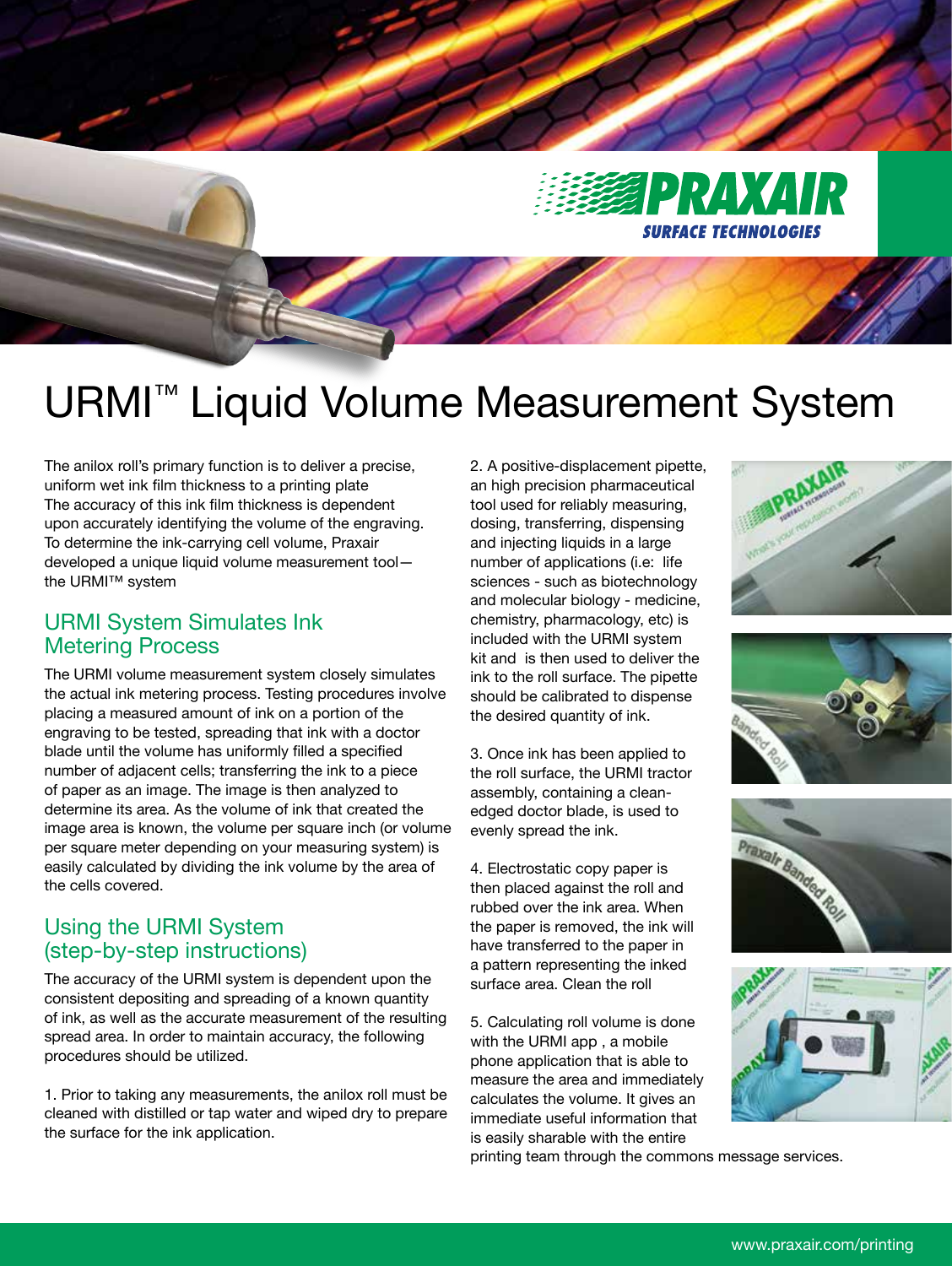PRAXAIR SURFACE TECHNOLOGIES

# URMI™ Liquid Volume Measurement System

The anilox roll's primary function is to deliver a precise, uniform wet ink film thickness to a printing plate The accuracy of this ink film thickness is dependent upon accurately identifying the volume of the engraving. To determine the ink-carrying cell volume, Praxair developed a unique liquid volume measurement tool—the URMI™ system

## URMI System Simulates Ink Metering Process

The URMI volume measurement system closely simulates the actual ink metering process. Testing procedures involve placing a measured amount of ink on a portion of the engraving to be tested, spreading that ink with a doctor blade until the volume has uniformly filled a specified number of adjacent cells; transferring the ink to a piece of paper as an image. The image is then analyzed to determine its area. As the volume of ink that created the image area is known, the volume per square inch (or volume per square meter depending on your measuring system) is easily calculated by dividing the ink volume by the area of the cells covered.

## Using the URMI System (step-by-step instructions)

The accuracy of the URMI system is dependent upon the consistent depositing and spreading of a known quantity of ink, as well as the accurate measurement of the resulting spread area. In order to maintain accuracy, the following procedures should be utilized.

1. Prior to taking any measurements, the anilox roll must be cleaned with distilled or tap water and wiped dry to prepare the surface for the ink application.

2. A positive-displacement pipette, an high precision pharmaceutical tool used for reliably measuring, dosing, transferring, dispensing and injecting liquids in a large number of applications (i.e: life sciences - such as biotechnology and molecular biology - medicine, chemistry, pharmacology, etc) is included with the URMI system kit and is then used to deliver the ink to the roll surface. The pipette should be calibrated to dispense the desired quantity of ink.

3. Once ink has been applied to the roll surface, the URMI tractor assembly, containing a clean-edged doctor blade, is used to evenly spread the ink.

4. Electrostatic copy paper is then placed against the roll and rubbed over the ink area. When the paper is removed, the ink will have transferred to the paper in a pattern representing the inked surface area. Clean the roll

5. Calculating roll volume is done with the URMI app , a mobile phone application that is able to measure the area and immediately calculates the volume. It gives an immediate useful information that is easily sharable with the entire printing team through the commons message services.

www.praxair.com/printing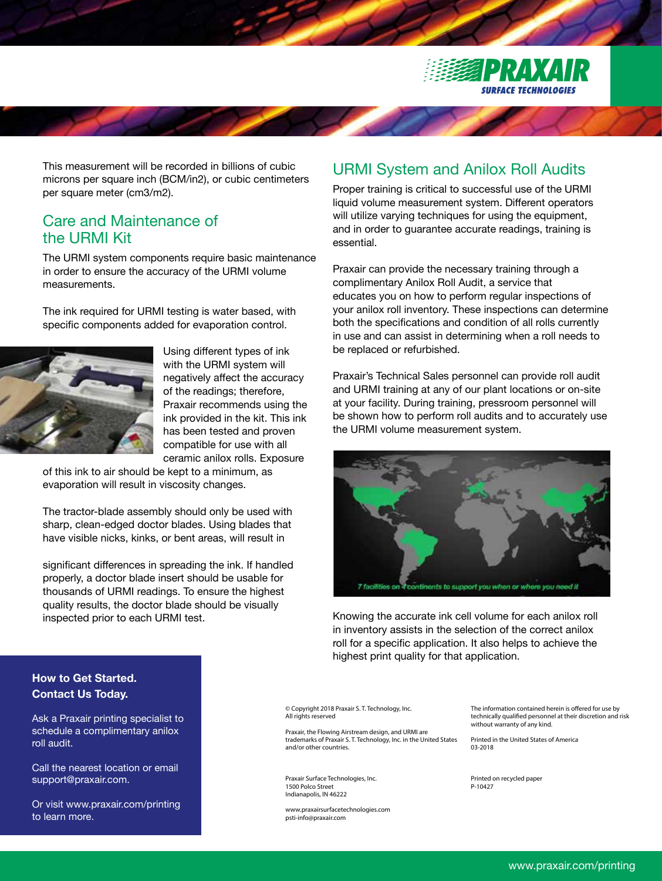This measurement will be recorded in billions of cubic microns per square inch (BCM/in2), or cubic centimeters per square meter (cm3/m2).

## Care and Maintenance of the URMI Kit

The URMI system components require basic maintenance in order to ensure the accuracy of the URMI volume measurements.

The ink required for URMI testing is water based, with specific components added for evaporation control.

Using different types of ink with the URMI system will negatively affect the accuracy of the readings; therefore, Praxair recommends using the ink provided in the kit. This ink has been tested and proven compatible for use with all ceramic anilox rolls. Exposure of this ink to air should be kept to a minimum, as evaporation will result in viscosity changes.

The tractor-blade assembly should only be used with sharp, clean-edged doctor blades. Using blades that have visible nicks, kinks, or bent areas, will result in significant differences in spreading the ink. If handled properly, a doctor blade insert should be usable for thousands of URMI readings. To ensure the highest quality results, the doctor blade should be visually inspected prior to each URMI test.

## URMI System and Anilox Roll Audits

Proper training is critical to successful use of the URMI liquid volume measurement system. Different operators will utilize varying techniques for using the equipment, and in order to guarantee accurate readings, training is essential.

Praxair can provide the necessary training through a complimentary Anilox Roll Audit, a service that educates you on how to perform regular inspections of your anilox roll inventory. These inspections can determine both the specifications and condition of all rolls currently in use and can assist in determining when a roll needs to be replaced or refurbished.

Praxair's Technical Sales personnel can provide roll audit and URMI training at any of our plant locations or on-site at your facility. During training, pressroom personnel will be shown how to perform roll audits and to accurately use the URMI volume measurement system.

*7 facilities on 4 continents to support you when or where you need it*

Knowing the accurate ink cell volume for each anilox roll in inventory assists in the selection of the correct anilox roll for a specific application. It also helps to achieve the highest print quality for that application.

**How to Get Started.**
**Contact Us Today.**

Ask a Praxair printing specialist to schedule a complimentary anilox roll audit.

Call the nearest location or email support@praxair.com.

Or visit www.praxair.com/printing to learn more.

© Copyright 2018 Praxair S. T. Technology, Inc.
All rights reserved

Praxair, the Flowing Airstream design, and URMI are trademarks of Praxair S. T. Technology, Inc. in the United States and/or other countries.

Praxair Surface Technologies, Inc.
1500 Polco Street
Indianapolis, IN 46222

www.praxairsurfacetechnologies.com
psti-info@praxair.com

The information contained herein is offered for use by technically qualified personnel at their discretion and risk without warranty of any kind.

Printed in the United States of America
03-2018

Printed on recycled paper
P-10427

www.praxair.com/printing